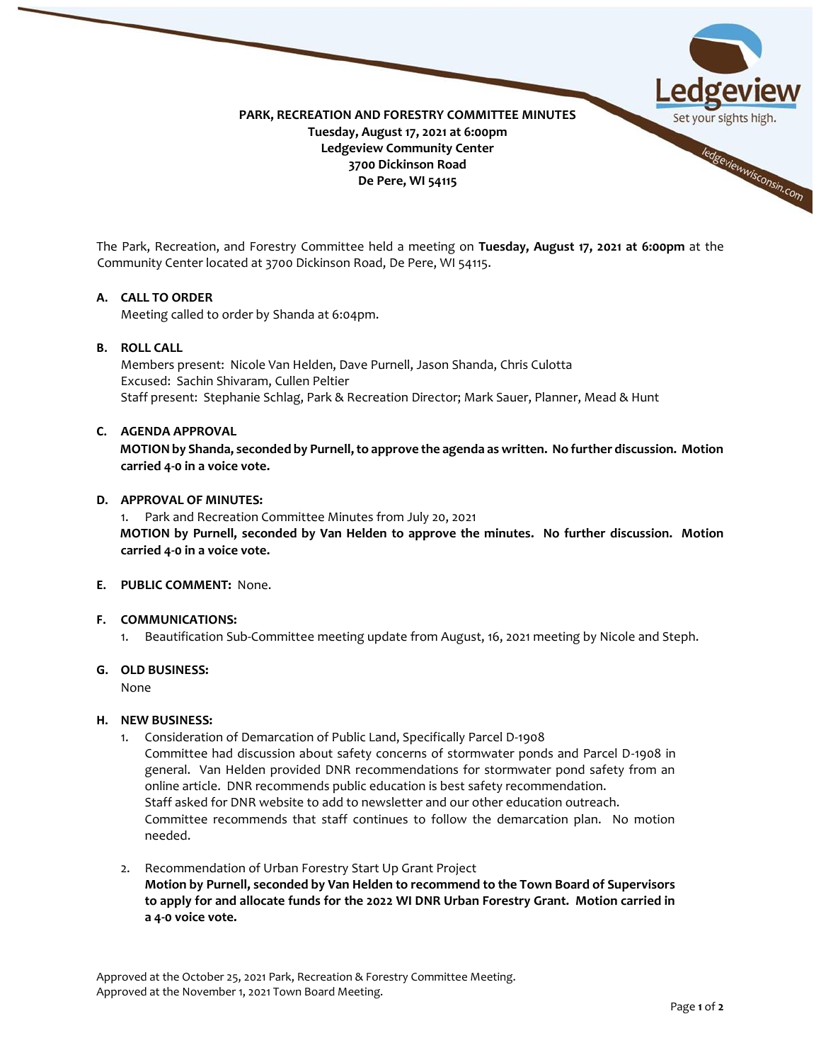**PARK, RECREATION AND FORESTRY COMMITTEE MINUTES**
**Tuesday, August 17, 2021 at 6:00pm**
**Ledgeview Community Center**
**3700 Dickinson Road**
**De Pere, WI 54115**

The Park, Recreation, and Forestry Committee held a meeting on **Tuesday, August 17, 2021 at 6:00pm** at the Community Center located at 3700 Dickinson Road, De Pere, WI 54115.

**A. CALL TO ORDER**

Meeting called to order by Shanda at 6:04pm.

**B. ROLL CALL**

Members present: Nicole Van Helden, Dave Purnell, Jason Shanda, Chris Culotta
Excused: Sachin Shivaram, Cullen Peltier
Staff present: Stephanie Schlag, Park & Recreation Director; Mark Sauer, Planner, Mead & Hunt

**C. AGENDA APPROVAL**

**MOTION by Shanda, seconded by Purnell, to approve the agenda as written. No further discussion. Motion carried 4-0 in a voice vote.**

**D. APPROVAL OF MINUTES:**

1. Park and Recreation Committee Minutes from July 20, 2021

**MOTION by Purnell, seconded by Van Helden to approve the minutes. No further discussion. Motion carried 4-0 in a voice vote.**

**E. PUBLIC COMMENT:** None.

**F. COMMUNICATIONS:**

1. Beautification Sub-Committee meeting update from August, 16, 2021 meeting by Nicole and Steph.

**G. OLD BUSINESS:**

None

**H. NEW BUSINESS:**

1. Consideration of Demarcation of Public Land, Specifically Parcel D-1908
   Committee had discussion about safety concerns of stormwater ponds and Parcel D-1908 in general. Van Helden provided DNR recommendations for stormwater pond safety from an online article. DNR recommends public education is best safety recommendation.
   Staff asked for DNR website to add to newsletter and our other education outreach.
   Committee recommends that staff continues to follow the demarcation plan. No motion needed.

2. Recommendation of Urban Forestry Start Up Grant Project
   **Motion by Purnell, seconded by Van Helden to recommend to the Town Board of Supervisors to apply for and allocate funds for the 2022 WI DNR Urban Forestry Grant. Motion carried in a 4-0 voice vote.**

Approved at the October 25, 2021 Park, Recreation & Forestry Committee Meeting.
Approved at the November 1, 2021 Town Board Meeting.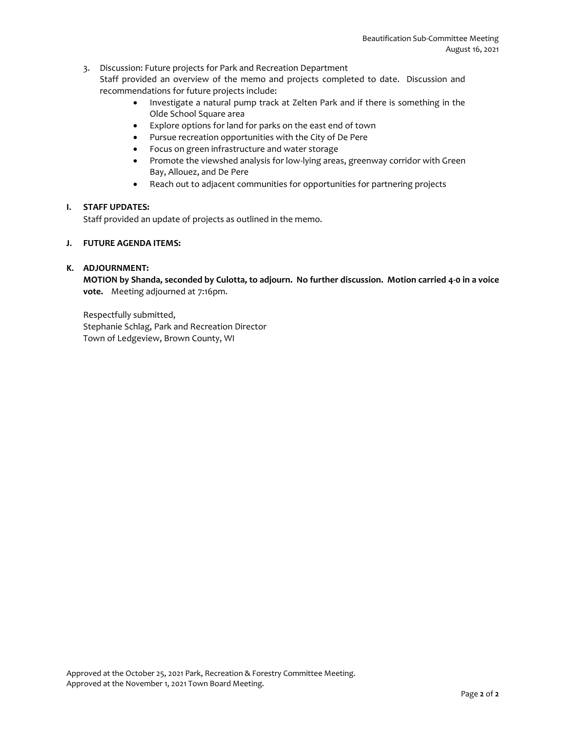3. Discussion: Future projects for Park and Recreation Department

   Staff provided an overview of the memo and projects completed to date. Discussion and recommendations for future projects include:

   - Investigate a natural pump track at Zelten Park and if there is something in the Olde School Square area
   - Explore options for land for parks on the east end of town
   - Pursue recreation opportunities with the City of De Pere
   - Focus on green infrastructure and water storage
   - Promote the viewshed analysis for low-lying areas, greenway corridor with Green Bay, Allouez, and De Pere
   - Reach out to adjacent communities for opportunities for partnering projects

**I. STAFF UPDATES:**

Staff provided an update of projects as outlined in the memo.

**J. FUTURE AGENDA ITEMS:**

**K. ADJOURNMENT:**

**MOTION by Shanda, seconded by Culotta, to adjourn. No further discussion. Motion carried 4-0 in a voice vote.** Meeting adjourned at 7:16pm.

Respectfully submitted,
Stephanie Schlag, Park and Recreation Director
Town of Ledgeview, Brown County, WI

Approved at the October 25, 2021 Park, Recreation & Forestry Committee Meeting.
Approved at the November 1, 2021 Town Board Meeting.